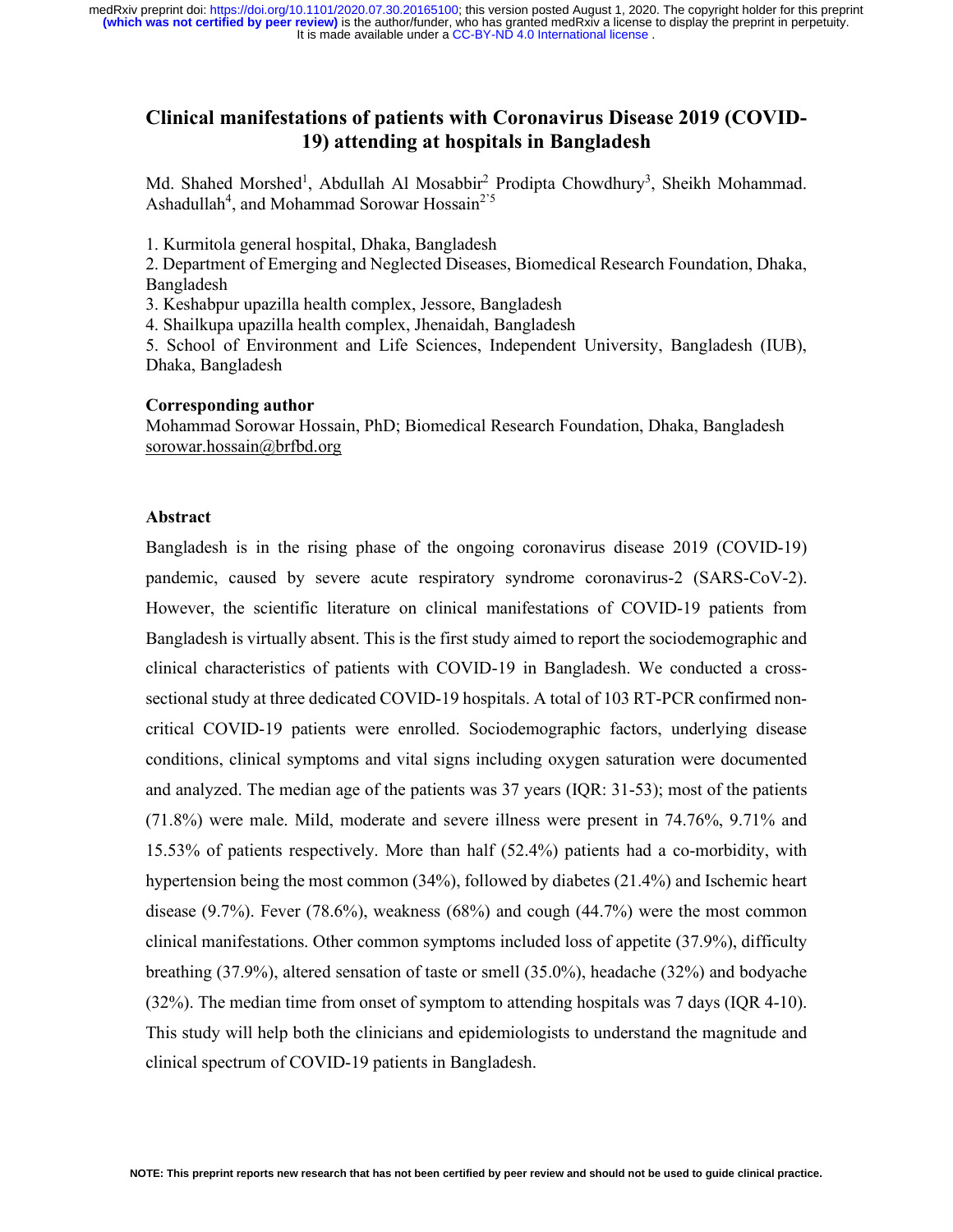# Clinical manifestations of patients with Coronavirus Disease 2019 (COVID-19) attending at hospitals in Bangladesh

Md. Shahed Morshed[1], Abdullah Al Mosabbir[2] Prodipta Chowdhury[3], Sheikh Mohammad. Ashadullah[4], and Mohammad Sorowar Hossain[2,5]

1. Kurmitola general hospital, Dhaka, Bangladesh
2. Department of Emerging and Neglected Diseases, Biomedical Research Foundation, Dhaka, Bangladesh
3. Keshabpur upazilla health complex, Jessore, Bangladesh
4. Shailkupa upazilla health complex, Jhenaidah, Bangladesh
5. School of Environment and Life Sciences, Independent University, Bangladesh (IUB), Dhaka, Bangladesh

**Corresponding author**

Mohammad Sorowar Hossain, PhD; Biomedical Research Foundation, Dhaka, Bangladesh
sorowar.hossain@brfbd.org

## Abstract

Bangladesh is in the rising phase of the ongoing coronavirus disease 2019 (COVID-19) pandemic, caused by severe acute respiratory syndrome coronavirus-2 (SARS-CoV-2). However, the scientific literature on clinical manifestations of COVID-19 patients from Bangladesh is virtually absent. This is the first study aimed to report the sociodemographic and clinical characteristics of patients with COVID-19 in Bangladesh. We conducted a cross-sectional study at three dedicated COVID-19 hospitals. A total of 103 RT-PCR confirmed non-critical COVID-19 patients were enrolled. Sociodemographic factors, underlying disease conditions, clinical symptoms and vital signs including oxygen saturation were documented and analyzed. The median age of the patients was 37 years (IQR: 31-53); most of the patients (71.8%) were male. Mild, moderate and severe illness were present in 74.76%, 9.71% and 15.53% of patients respectively. More than half (52.4%) patients had a co-morbidity, with hypertension being the most common (34%), followed by diabetes (21.4%) and Ischemic heart disease (9.7%). Fever (78.6%), weakness (68%) and cough (44.7%) were the most common clinical manifestations. Other common symptoms included loss of appetite (37.9%), difficulty breathing (37.9%), altered sensation of taste or smell (35.0%), headache (32%) and bodyache (32%). The median time from onset of symptom to attending hospitals was 7 days (IQR 4-10). This study will help both the clinicians and epidemiologists to understand the magnitude and clinical spectrum of COVID-19 patients in Bangladesh.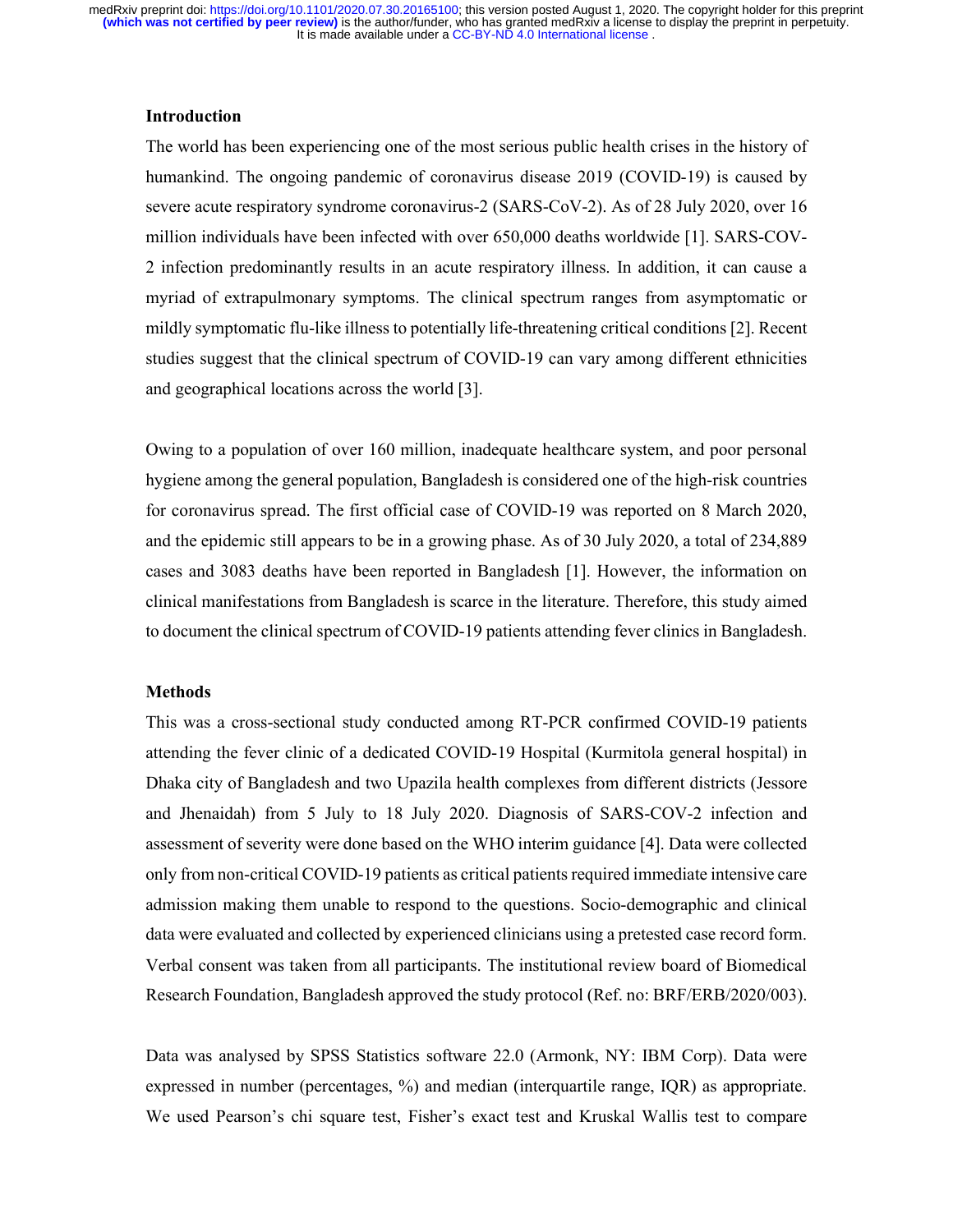### Introduction

The world has been experiencing one of the most serious public health crises in the history of humankind. The ongoing pandemic of coronavirus disease 2019 (COVID-19) is caused by severe acute respiratory syndrome coronavirus-2 (SARS-CoV-2). As of 28 July 2020, over 16 million individuals have been infected with over 650,000 deaths worldwide [1]. SARS-COV-2 infection predominantly results in an acute respiratory illness. In addition, it can cause a myriad of extrapulmonary symptoms. The clinical spectrum ranges from asymptomatic or mildly symptomatic flu-like illness to potentially life-threatening critical conditions [2]. Recent studies suggest that the clinical spectrum of COVID-19 can vary among different ethnicities and geographical locations across the world [3].

Owing to a population of over 160 million, inadequate healthcare system, and poor personal hygiene among the general population, Bangladesh is considered one of the high-risk countries for coronavirus spread. The first official case of COVID-19 was reported on 8 March 2020, and the epidemic still appears to be in a growing phase. As of 30 July 2020, a total of 234,889 cases and 3083 deaths have been reported in Bangladesh [1]. However, the information on clinical manifestations from Bangladesh is scarce in the literature. Therefore, this study aimed to document the clinical spectrum of COVID-19 patients attending fever clinics in Bangladesh.

### Methods

This was a cross-sectional study conducted among RT-PCR confirmed COVID-19 patients attending the fever clinic of a dedicated COVID-19 Hospital (Kurmitola general hospital) in Dhaka city of Bangladesh and two Upazila health complexes from different districts (Jessore and Jhenaidah) from 5 July to 18 July 2020. Diagnosis of SARS-COV-2 infection and assessment of severity were done based on the WHO interim guidance [4]. Data were collected only from non-critical COVID-19 patients as critical patients required immediate intensive care admission making them unable to respond to the questions. Socio-demographic and clinical data were evaluated and collected by experienced clinicians using a pretested case record form. Verbal consent was taken from all participants. The institutional review board of Biomedical Research Foundation, Bangladesh approved the study protocol (Ref. no: BRF/ERB/2020/003).

Data was analysed by SPSS Statistics software 22.0 (Armonk, NY: IBM Corp). Data were expressed in number (percentages, %) and median (interquartile range, IQR) as appropriate. We used Pearson's chi square test, Fisher's exact test and Kruskal Wallis test to compare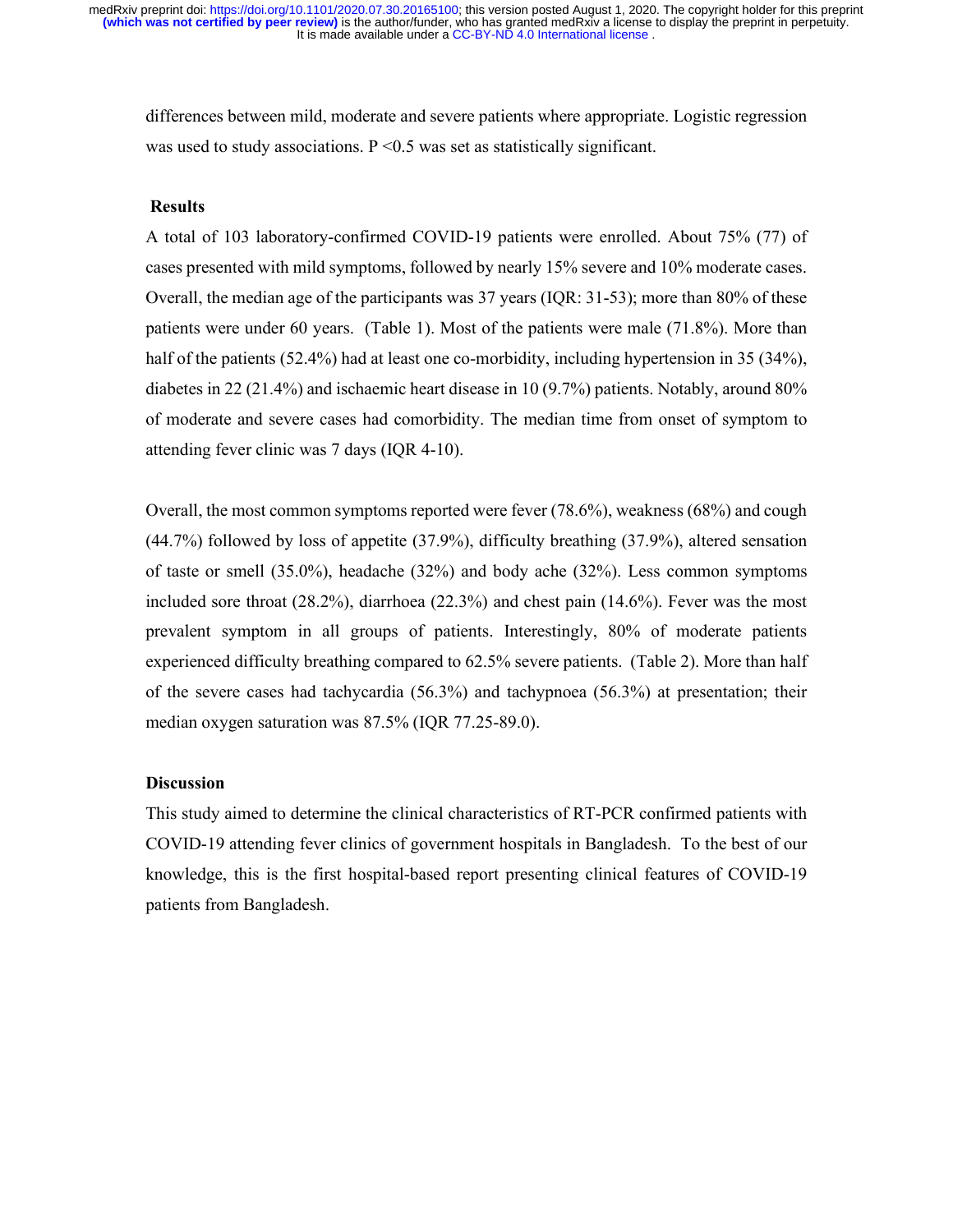differences between mild, moderate and severe patients where appropriate. Logistic regression was used to study associations. P <0.5 was set as statistically significant.

## Results

A total of 103 laboratory-confirmed COVID-19 patients were enrolled. About 75% (77) of cases presented with mild symptoms, followed by nearly 15% severe and 10% moderate cases. Overall, the median age of the participants was 37 years (IQR: 31-53); more than 80% of these patients were under 60 years. (Table 1). Most of the patients were male (71.8%). More than half of the patients (52.4%) had at least one co-morbidity, including hypertension in 35 (34%), diabetes in 22 (21.4%) and ischaemic heart disease in 10 (9.7%) patients. Notably, around 80% of moderate and severe cases had comorbidity. The median time from onset of symptom to attending fever clinic was 7 days (IQR 4-10).

Overall, the most common symptoms reported were fever (78.6%), weakness (68%) and cough (44.7%) followed by loss of appetite (37.9%), difficulty breathing (37.9%), altered sensation of taste or smell (35.0%), headache (32%) and body ache (32%). Less common symptoms included sore throat (28.2%), diarrhoea (22.3%) and chest pain (14.6%). Fever was the most prevalent symptom in all groups of patients. Interestingly, 80% of moderate patients experienced difficulty breathing compared to 62.5% severe patients. (Table 2). More than half of the severe cases had tachycardia (56.3%) and tachypnoea (56.3%) at presentation; their median oxygen saturation was 87.5% (IQR 77.25-89.0).

## Discussion

This study aimed to determine the clinical characteristics of RT-PCR confirmed patients with COVID-19 attending fever clinics of government hospitals in Bangladesh. To the best of our knowledge, this is the first hospital-based report presenting clinical features of COVID-19 patients from Bangladesh.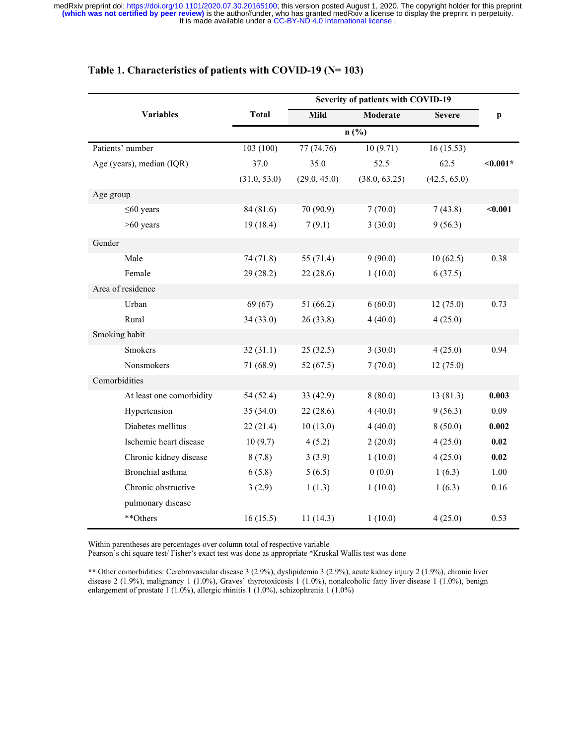**Table 1. Characteristics of patients with COVID-19 (N= 103)**

| Variables | Total | Severity of patients with COVID-19 | | | p |
|---|---|---|---|---|---|
| | | Mild | Moderate | Severe | |
| | n (%) | | | | |
| Patients' number | 103 (100) | 77 (74.76) | 10 (9.71) | 16 (15.53) | |
| Age (years), median (IQR) | 37.0 (31.0, 53.0) | 35.0 (29.0, 45.0) | 52.5 (38.0, 63.25) | 62.5 (42.5, 65.0) | **<0.001*** |
| Age group | | | | | |
| ≤60 years | 84 (81.6) | 70 (90.9) | 7 (70.0) | 7 (43.8) | **<0.001** |
| >60 years | 19 (18.4) | 7 (9.1) | 3 (30.0) | 9 (56.3) | |
| Gender | | | | | |
| Male | 74 (71.8) | 55 (71.4) | 9 (90.0) | 10 (62.5) | 0.38 |
| Female | 29 (28.2) | 22 (28.6) | 1 (10.0) | 6 (37.5) | |
| Area of residence | | | | | |
| Urban | 69 (67) | 51 (66.2) | 6 (60.0) | 12 (75.0) | 0.73 |
| Rural | 34 (33.0) | 26 (33.8) | 4 (40.0) | 4 (25.0) | |
| Smoking habit | | | | | |
| Smokers | 32 (31.1) | 25 (32.5) | 3 (30.0) | 4 (25.0) | 0.94 |
| Nonsmokers | 71 (68.9) | 52 (67.5) | 7 (70.0) | 12 (75.0) | |
| Comorbidities | | | | | |
| At least one comorbidity | 54 (52.4) | 33 (42.9) | 8 (80.0) | 13 (81.3) | **0.003** |
| Hypertension | 35 (34.0) | 22 (28.6) | 4 (40.0) | 9 (56.3) | 0.09 |
| Diabetes mellitus | 22 (21.4) | 10 (13.0) | 4 (40.0) | 8 (50.0) | **0.002** |
| Ischemic heart disease | 10 (9.7) | 4 (5.2) | 2 (20.0) | 4 (25.0) | **0.02** |
| Chronic kidney disease | 8 (7.8) | 3 (3.9) | 1 (10.0) | 4 (25.0) | **0.02** |
| Bronchial asthma | 6 (5.8) | 5 (6.5) | 0 (0.0) | 1 (6.3) | 1.00 |
| Chronic obstructive pulmonary disease | 3 (2.9) | 1 (1.3) | 1 (10.0) | 1 (6.3) | 0.16 |
| **Others | 16 (15.5) | 11 (14.3) | 1 (10.0) | 4 (25.0) | 0.53 |

Within parentheses are percentages over column total of respective variable
Pearson's chi square test/ Fisher's exact test was done as appropriate *Kruskal Wallis test was done

** Other comorbidities: Cerebrovascular disease 3 (2.9%), dyslipidemia 3 (2.9%), acute kidney injury 2 (1.9%), chronic liver disease 2 (1.9%), malignancy 1 (1.0%), Graves' thyrotoxicosis 1 (1.0%), nonalcoholic fatty liver disease 1 (1.0%), benign enlargement of prostate 1 (1.0%), allergic rhinitis 1 (1.0%), schizophrenia 1 (1.0%)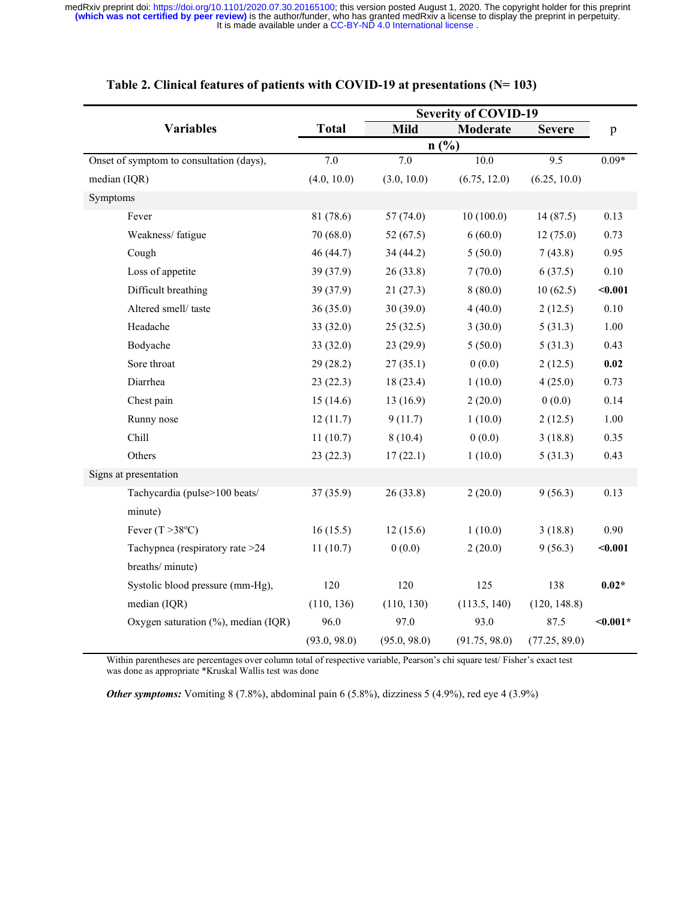**Table 2. Clinical features of patients with COVID-19 at presentations (N= 103)**

| Variables | Total | Severity of COVID-19 | | | p |
|---|---|---|---|---|---|
| | | Mild | Moderate | Severe | |
| | n (%) | | | | |
| Onset of symptom to consultation (days), median (IQR) | 7.0 (4.0, 10.0) | 7.0 (3.0, 10.0) | 10.0 (6.75, 12.0) | 9.5 (6.25, 10.0) | 0.09* |
| Symptoms | | | | | |
| Fever | 81 (78.6) | 57 (74.0) | 10 (100.0) | 14 (87.5) | 0.13 |
| Weakness/ fatigue | 70 (68.0) | 52 (67.5) | 6 (60.0) | 12 (75.0) | 0.73 |
| Cough | 46 (44.7) | 34 (44.2) | 5 (50.0) | 7 (43.8) | 0.95 |
| Loss of appetite | 39 (37.9) | 26 (33.8) | 7 (70.0) | 6 (37.5) | 0.10 |
| Difficult breathing | 39 (37.9) | 21 (27.3) | 8 (80.0) | 10 (62.5) | **<0.001** |
| Altered smell/ taste | 36 (35.0) | 30 (39.0) | 4 (40.0) | 2 (12.5) | 0.10 |
| Headache | 33 (32.0) | 25 (32.5) | 3 (30.0) | 5 (31.3) | 1.00 |
| Bodyache | 33 (32.0) | 23 (29.9) | 5 (50.0) | 5 (31.3) | 0.43 |
| Sore throat | 29 (28.2) | 27 (35.1) | 0 (0.0) | 2 (12.5) | **0.02** |
| Diarrhea | 23 (22.3) | 18 (23.4) | 1 (10.0) | 4 (25.0) | 0.73 |
| Chest pain | 15 (14.6) | 13 (16.9) | 2 (20.0) | 0 (0.0) | 0.14 |
| Runny nose | 12 (11.7) | 9 (11.7) | 1 (10.0) | 2 (12.5) | 1.00 |
| Chill | 11 (10.7) | 8 (10.4) | 0 (0.0) | 3 (18.8) | 0.35 |
| Others | 23 (22.3) | 17 (22.1) | 1 (10.0) | 5 (31.3) | 0.43 |
| Signs at presentation | | | | | |
| Tachycardia (pulse>100 beats/ minute) | 37 (35.9) | 26 (33.8) | 2 (20.0) | 9 (56.3) | 0.13 |
| Fever (T >38°C) | 16 (15.5) | 12 (15.6) | 1 (10.0) | 3 (18.8) | 0.90 |
| Tachypnea (respiratory rate >24 breaths/ minute) | 11 (10.7) | 0 (0.0) | 2 (20.0) | 9 (56.3) | **<0.001** |
| Systolic blood pressure (mm-Hg), median (IQR) | 120 (110, 136) | 120 (110, 130) | 125 (113.5, 140) | 138 (120, 148.8) | **0.02*** |
| Oxygen saturation (%), median (IQR) | 96.0 (93.0, 98.0) | 97.0 (95.0, 98.0) | 93.0 (91.75, 98.0) | 87.5 (77.25, 89.0) | **<0.001*** |

Within parentheses are percentages over column total of respective variable, Pearson's chi square test/ Fisher's exact test was done as appropriate *Kruskal Wallis test was done

***Other symptoms:*** Vomiting 8 (7.8%), abdominal pain 6 (5.8%), dizziness 5 (4.9%), red eye 4 (3.9%)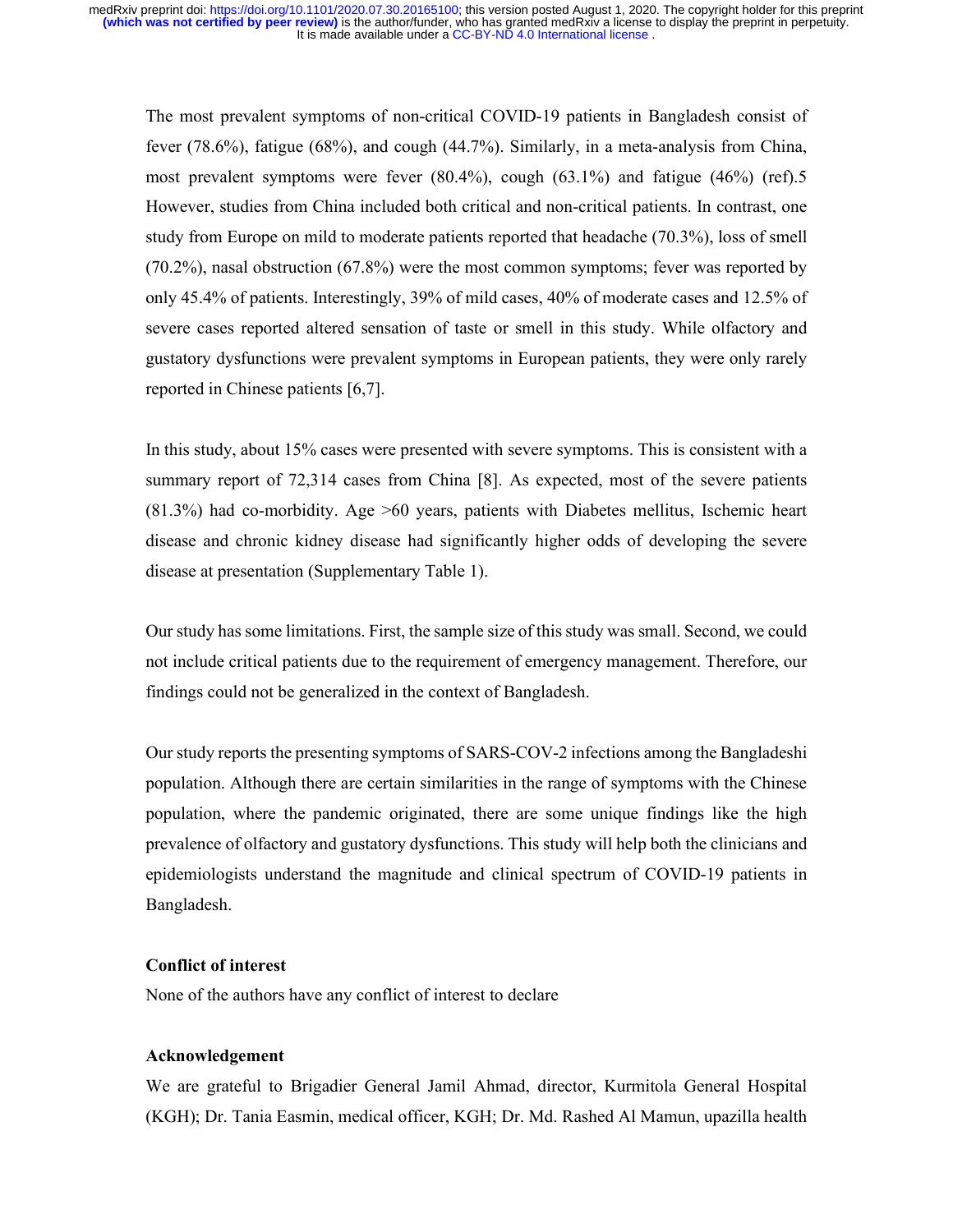The most prevalent symptoms of non-critical COVID-19 patients in Bangladesh consist of fever (78.6%), fatigue (68%), and cough (44.7%). Similarly, in a meta-analysis from China, most prevalent symptoms were fever (80.4%), cough (63.1%) and fatigue (46%) (ref).5 However, studies from China included both critical and non-critical patients. In contrast, one study from Europe on mild to moderate patients reported that headache (70.3%), loss of smell (70.2%), nasal obstruction (67.8%) were the most common symptoms; fever was reported by only 45.4% of patients. Interestingly, 39% of mild cases, 40% of moderate cases and 12.5% of severe cases reported altered sensation of taste or smell in this study. While olfactory and gustatory dysfunctions were prevalent symptoms in European patients, they were only rarely reported in Chinese patients [6,7].

In this study, about 15% cases were presented with severe symptoms. This is consistent with a summary report of 72,314 cases from China [8]. As expected, most of the severe patients (81.3%) had co-morbidity. Age >60 years, patients with Diabetes mellitus, Ischemic heart disease and chronic kidney disease had significantly higher odds of developing the severe disease at presentation (Supplementary Table 1).

Our study has some limitations. First, the sample size of this study was small. Second, we could not include critical patients due to the requirement of emergency management. Therefore, our findings could not be generalized in the context of Bangladesh.

Our study reports the presenting symptoms of SARS-COV-2 infections among the Bangladeshi population. Although there are certain similarities in the range of symptoms with the Chinese population, where the pandemic originated, there are some unique findings like the high prevalence of olfactory and gustatory dysfunctions. This study will help both the clinicians and epidemiologists understand the magnitude and clinical spectrum of COVID-19 patients in Bangladesh.

### Conflict of interest

None of the authors have any conflict of interest to declare

### Acknowledgement

We are grateful to Brigadier General Jamil Ahmad, director, Kurmitola General Hospital (KGH); Dr. Tania Easmin, medical officer, KGH; Dr. Md. Rashed Al Mamun, upazilla health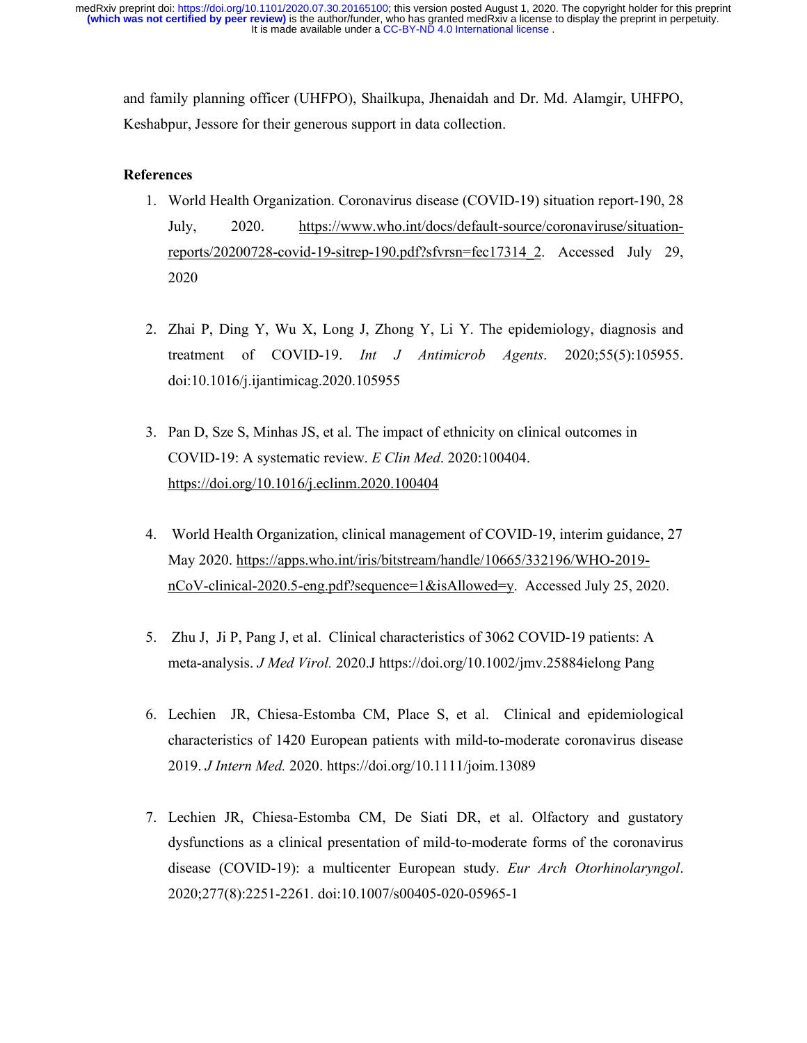and family planning officer (UHFPO), Shailkupa, Jhenaidah and Dr. Md. Alamgir, UHFPO, Keshabpur, Jessore for their generous support in data collection.

**References**

1. World Health Organization. Coronavirus disease (COVID-19) situation report-190, 28 July, 2020. https://www.who.int/docs/default-source/coronaviruse/situation-reports/20200728-covid-19-sitrep-190.pdf?sfvrsn=fec17314_2. Accessed July 29, 2020

2. Zhai P, Ding Y, Wu X, Long J, Zhong Y, Li Y. The epidemiology, diagnosis and treatment of COVID-19. *Int J Antimicrob Agents*. 2020;55(5):105955. doi:10.1016/j.ijantimicag.2020.105955

3. Pan D, Sze S, Minhas JS, et al. The impact of ethnicity on clinical outcomes in COVID-19: A systematic review. *E Clin Med*. 2020:100404. https://doi.org/10.1016/j.eclinm.2020.100404

4. World Health Organization, clinical management of COVID-19, interim guidance, 27 May 2020. https://apps.who.int/iris/bitstream/handle/10665/332196/WHO-2019-nCoV-clinical-2020.5-eng.pdf?sequence=1&isAllowed=y. Accessed July 25, 2020.

5. Zhu J, Ji P, Pang J, et al. Clinical characteristics of 3062 COVID-19 patients: A meta-analysis. *J Med Virol.* 2020.J https://doi.org/10.1002/jmv.25884ielong Pang

6. Lechien JR, Chiesa-Estomba CM, Place S, et al. Clinical and epidemiological characteristics of 1420 European patients with mild-to-moderate coronavirus disease 2019. *J Intern Med.* 2020. https://doi.org/10.1111/joim.13089

7. Lechien JR, Chiesa-Estomba CM, De Siati DR, et al. Olfactory and gustatory dysfunctions as a clinical presentation of mild-to-moderate forms of the coronavirus disease (COVID-19): a multicenter European study. *Eur Arch Otorhinolaryngol*. 2020;277(8):2251-2261. doi:10.1007/s00405-020-05965-1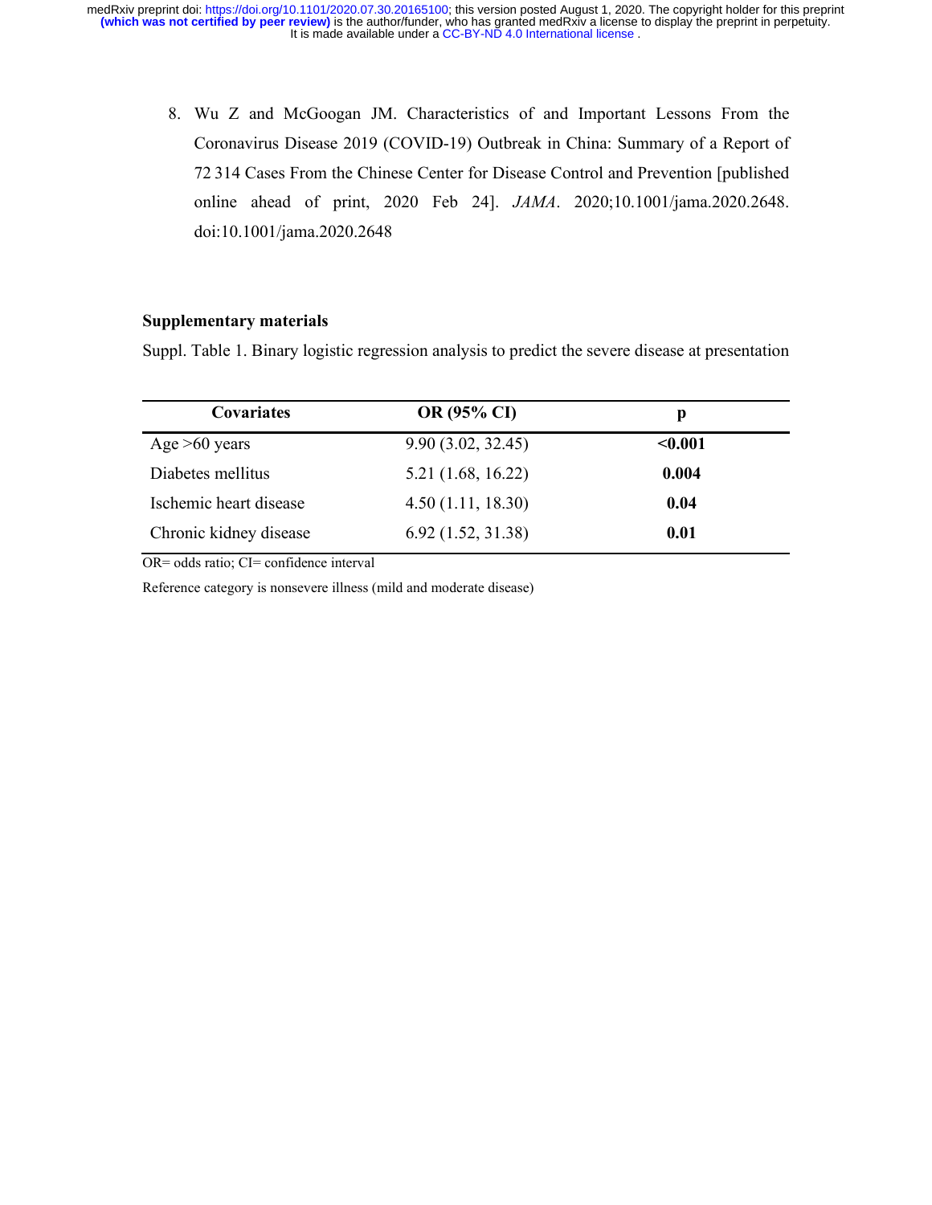8. Wu Z and McGoogan JM. Characteristics of and Important Lessons From the Coronavirus Disease 2019 (COVID-19) Outbreak in China: Summary of a Report of 72 314 Cases From the Chinese Center for Disease Control and Prevention [published online ahead of print, 2020 Feb 24]. *JAMA*. 2020;10.1001/jama.2020.2648. doi:10.1001/jama.2020.2648

**Supplementary materials**

Suppl. Table 1. Binary logistic regression analysis to predict the severe disease at presentation

| **Covariates** | **OR (95% CI)** | **p** |
|---|---|---|
| Age >60 years | 9.90 (3.02, 32.45) | **<0.001** |
| Diabetes mellitus | 5.21 (1.68, 16.22) | **0.004** |
| Ischemic heart disease | 4.50 (1.11, 18.30) | **0.04** |
| Chronic kidney disease | 6.92 (1.52, 31.38) | **0.01** |

OR= odds ratio; CI= confidence interval

Reference category is nonsevere illness (mild and moderate disease)